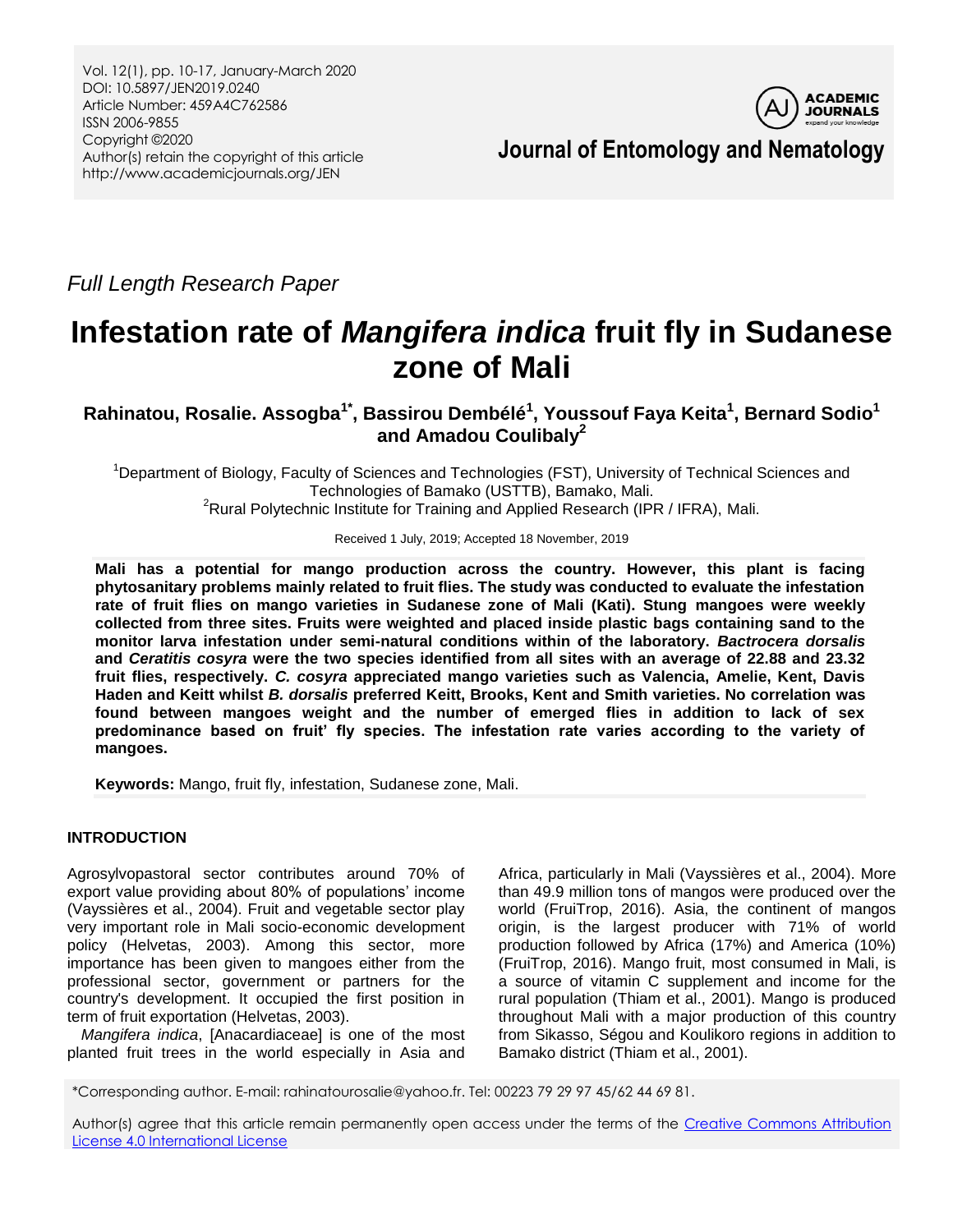Full Length Research Paper

# Infestation rate of *Mangifera indica* fruit fly in Sudanese zone of Mali

**Rahinatou, Rosalie. Assogba[1*], Bassirou Dembélé[1], Youssouf Faya Keita[1], Bernard Sodio[1] and Amadou Coulibaly[2]**

[1]Department of Biology, Faculty of Sciences and Technologies (FST), University of Technical Sciences and Technologies of Bamako (USTTB), Bamako, Mali.
[2]Rural Polytechnic Institute for Training and Applied Research (IPR / IFRA), Mali.

Received 1 July, 2019; Accepted 18 November, 2019

**Mali has a potential for mango production across the country. However, this plant is facing phytosanitary problems mainly related to fruit flies. The study was conducted to evaluate the infestation rate of fruit flies on mango varieties in Sudanese zone of Mali (Kati). Stung mangoes were weekly collected from three sites. Fruits were weighted and placed inside plastic bags containing sand to the monitor larva infestation under semi-natural conditions within of the laboratory. *Bactrocera dorsalis* and *Ceratitis cosyra* were the two species identified from all sites with an average of 22.88 and 23.32 fruit flies, respectively. *C. cosyra* appreciated mango varieties such as Valencia, Amelie, Kent, Davis Haden and Keitt whilst *B. dorsalis* preferred Keitt, Brooks, Kent and Smith varieties. No correlation was found between mangoes weight and the number of emerged flies in addition to lack of sex predominance based on fruit' fly species. The infestation rate varies according to the variety of mangoes.**

**Keywords:** Mango, fruit fly, infestation, Sudanese zone, Mali.

## INTRODUCTION

Agrosylvopastoral sector contributes around 70% of export value providing about 80% of populations' income (Vayssières et al., 2004). Fruit and vegetable sector play very important role in Mali socio-economic development policy (Helvetas, 2003). Among this sector, more importance has been given to mangoes either from the professional sector, government or partners for the country's development. It occupied the first position in term of fruit exportation (Helvetas, 2003).

*Mangifera indica*, [Anacardiaceae] is one of the most planted fruit trees in the world especially in Asia and Africa, particularly in Mali (Vayssières et al., 2004). More than 49.9 million tons of mangos were produced over the world (FruiTrop, 2016). Asia, the continent of mangos origin, is the largest producer with 71% of world production followed by Africa (17%) and America (10%) (FruiTrop, 2016). Mango fruit, most consumed in Mali, is a source of vitamin C supplement and income for the rural population (Thiam et al., 2001). Mango is produced throughout Mali with a major production of this country from Sikasso, Ségou and Koulikoro regions in addition to Bamako district (Thiam et al., 2001).

*Corresponding author. E-mail: rahinatourosalie@yahoo.fr. Tel: 00223 79 29 97 45/62 44 69 81.

Author(s) agree that this article remain permanently open access under the terms of the Creative Commons Attribution License 4.0 International License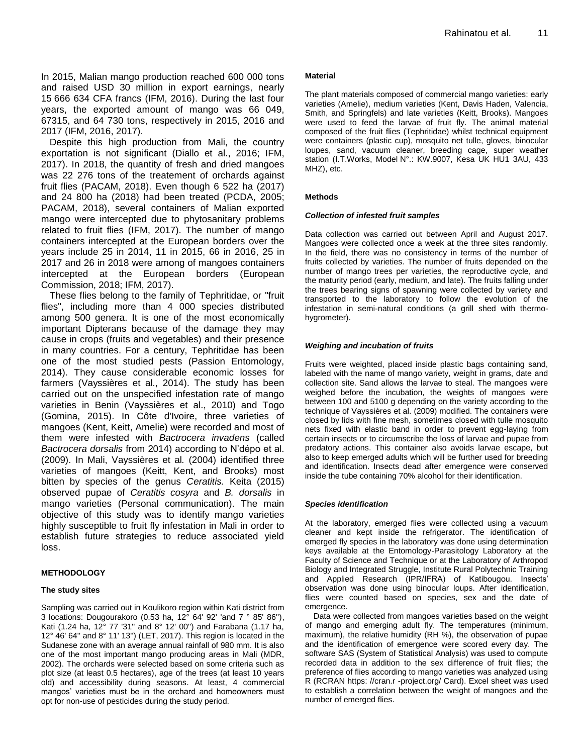In 2015, Malian mango production reached 600 000 tons and raised USD 30 million in export earnings, nearly 15 666 634 CFA francs (IFM, 2016). During the last four years, the exported amount of mango was 66 049, 67315, and 64 730 tons, respectively in 2015, 2016 and 2017 (IFM, 2016, 2017).

Despite this high production from Mali, the country exportation is not significant (Diallo et al., 2016; IFM, 2017). In 2018, the quantity of fresh and dried mangoes was 22 276 tons of the treatement of orchards against fruit flies (PACAM, 2018). Even though 6 522 ha (2017) and 24 800 ha (2018) had been treated (PCDA, 2005; PACAM, 2018), several containers of Malian exported mango were intercepted due to phytosanitary problems related to fruit flies (IFM, 2017). The number of mango containers intercepted at the European borders over the years include 25 in 2014, 11 in 2015, 66 in 2016, 25 in 2017 and 26 in 2018 were among of mangoes containers intercepted at the European borders (European Commission, 2018; IFM, 2017).

These flies belong to the family of Tephritidae, or "fruit flies", including more than 4 000 species distributed among 500 genera. It is one of the most economically important Dipterans because of the damage they may cause in crops (fruits and vegetables) and their presence in many countries. For a century, Tephritidae has been one of the most studied pests (Passion Entomology, 2014). They cause considerable economic losses for farmers (Vayssières et al., 2014). The study has been carried out on the unspecified infestation rate of mango varieties in Benin (Vayssières et al., 2010) and Togo (Gomina, 2015). In Côte d'Ivoire, three varieties of mangoes (Kent, Keitt, Amelie) were recorded and most of them were infested with *Bactrocera invadens* (called *Bactrocera dorsalis* from 2014) according to N'dépo et al. (2009). In Mali, Vayssières et al*.* (2004) identified three varieties of mangoes (Keitt, Kent, and Brooks) most bitten by species of the genus *Ceratitis.* Keita (2015) observed pupae of *Ceratitis cosyra* and *B. dorsalis* in mango varieties (Personal communication). The main objective of this study was to identify mango varieties highly susceptible to fruit fly infestation in Mali in order to establish future strategies to reduce associated yield loss.

## METHODOLOGY

### The study sites

Sampling was carried out in Koulikoro region within Kati district from 3 locations: Dougourakoro (0.53 ha, 12° 64' 92' 'and 7 ° 85' 86''), Kati (1.24 ha, 12° 77 '31'' and 8° 12' 00'') and Farabana (1.17 ha, 12° 46' 64'' and 8° 11' 13'') (LET, 2017). This region is located in the Sudanese zone with an average annual rainfall of 980 mm. It is also one of the most important mango producing areas in Mali (MDR, 2002). The orchards were selected based on some criteria such as plot size (at least 0.5 hectares), age of the trees (at least 10 years old) and accessibility during seasons. At least, 4 commercial mangos' varieties must be in the orchard and homeowners must opt for non-use of pesticides during the study period.

### Material

The plant materials composed of commercial mango varieties: early varieties (Amelie), medium varieties (Kent, Davis Haden, Valencia, Smith, and Springfels) and late varieties (Keitt, Brooks). Mangoes were used to feed the larvae of fruit fly. The animal material composed of the fruit flies (Tephritidae) whilst technical equipment were containers (plastic cup), mosquito net tulle, gloves, binocular loupes, sand, vacuum cleaner, breeding cage, super weather station (I.T.Works, Model N°.: KW.9007, Kesa UK HU1 3AU, 433 MHZ), etc.

### Methods

#### *Collection of infested fruit samples*

Data collection was carried out between April and August 2017. Mangoes were collected once a week at the three sites randomly. In the field, there was no consistency in terms of the number of fruits collected by varieties. The number of fruits depended on the number of mango trees per varieties, the reproductive cycle, and the maturity period (early, medium, and late). The fruits falling under the trees bearing signs of spawning were collected by variety and transported to the laboratory to follow the evolution of the infestation in semi-natural conditions (a grill shed with thermo-hygrometer).

#### *Weighing and incubation of fruits*

Fruits were weighted, placed inside plastic bags containing sand, labeled with the name of mango variety, weight in grams, date and collection site. Sand allows the larvae to steal. The mangoes were weighed before the incubation, the weights of mangoes were between 100 and 5100 g depending on the variety according to the technique of Vayssières et al. (2009) modified. The containers were closed by lids with fine mesh, sometimes closed with tulle mosquito nets fixed with elastic band in order to prevent egg-laying from certain insects or to circumscribe the loss of larvae and pupae from predatory actions. This container also avoids larvae escape, but also to keep emerged adults which will be further used for breeding and identification. Insects dead after emergence were conserved inside the tube containing 70% alcohol for their identification.

#### *Species identification*

At the laboratory, emerged flies were collected using a vacuum cleaner and kept inside the refrigerator. The identification of emerged fly species in the laboratory was done using determination keys available at the Entomology-Parasitology Laboratory at the Faculty of Science and Technique or at the Laboratory of Arthropod Biology and Integrated Struggle, Institute Rural Polytechnic Training and Applied Research (IPR/IFRA) of Katibougou. Insects' observation was done using binocular loups. After identification, flies were counted based on species, sex and the date of emergence.

Data were collected from mangoes varieties based on the weight of mango and emerging adult fly. The temperatures (minimum, maximum), the relative humidity (RH %), the observation of pupae and the identification of emergence were scored every day. The software SAS (System of Statistical Analysis) was used to compute recorded data in addition to the sex difference of fruit flies; the preference of flies according to mango varieties was analyzed using R (RCRAN https: //cran.r -project.org/ Card). Excel sheet was used to establish a correlation between the weight of mangoes and the number of emerged flies.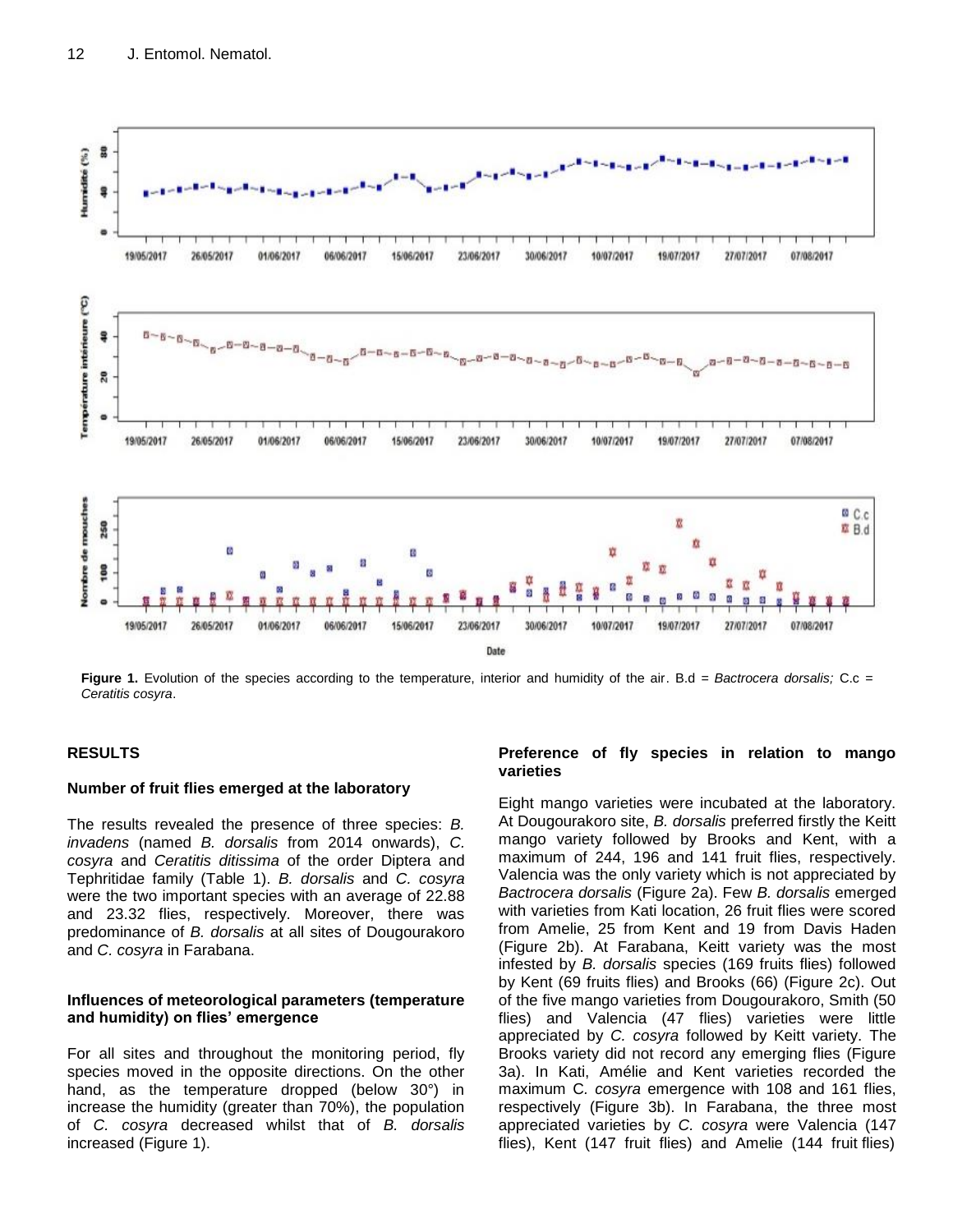**Figure 1.** Evolution of the species according to the temperature, interior and humidity of the air. B.d = *Bactrocera dorsalis;* C.c = *Ceratitis cosyra*.

## RESULTS

### Number of fruit flies emerged at the laboratory

The results revealed the presence of three species: *B. invadens* (named *B. dorsalis* from 2014 onwards), *C. cosyra* and *Ceratitis ditissima* of the order Diptera and Tephritidae family (Table 1). *B. dorsalis* and *C. cosyra* were the two important species with an average of 22.88 and 23.32 flies, respectively. Moreover, there was predominance of *B. dorsalis* at all sites of Dougourakoro and *C. cosyra* in Farabana.

### Influences of meteorological parameters (temperature and humidity) on flies' emergence

For all sites and throughout the monitoring period, fly species moved in the opposite directions. On the other hand, as the temperature dropped (below 30°) in increase the humidity (greater than 70%), the population of *C. cosyra* decreased whilst that of *B. dorsalis* increased (Figure 1).

### Preference of fly species in relation to mango varieties

Eight mango varieties were incubated at the laboratory. At Dougourakoro site, *B. dorsalis* preferred firstly the Keitt mango variety followed by Brooks and Kent, with a maximum of 244, 196 and 141 fruit flies, respectively. Valencia was the only variety which is not appreciated by *Bactrocera dorsalis* (Figure 2a). Few *B. dorsalis* emerged with varieties from Kati location, 26 fruit flies were scored from Amelie, 25 from Kent and 19 from Davis Haden (Figure 2b). At Farabana, Keitt variety was the most infested by *B. dorsalis* species (169 fruits flies) followed by Kent (69 fruits flies) and Brooks (66) (Figure 2c). Out of the five mango varieties from Dougourakoro, Smith (50 flies) and Valencia (47 flies) varieties were little appreciated by *C. cosyra* followed by Keitt variety. The Brooks variety did not record any emerging flies (Figure 3a). In Kati, Amélie and Kent varieties recorded the maximum C. *cosyra* emergence with 108 and 161 flies, respectively (Figure 3b). In Farabana, the three most appreciated varieties by *C. cosyra* were Valencia (147 flies), Kent (147 fruit flies) and Amelie (144 fruit flies)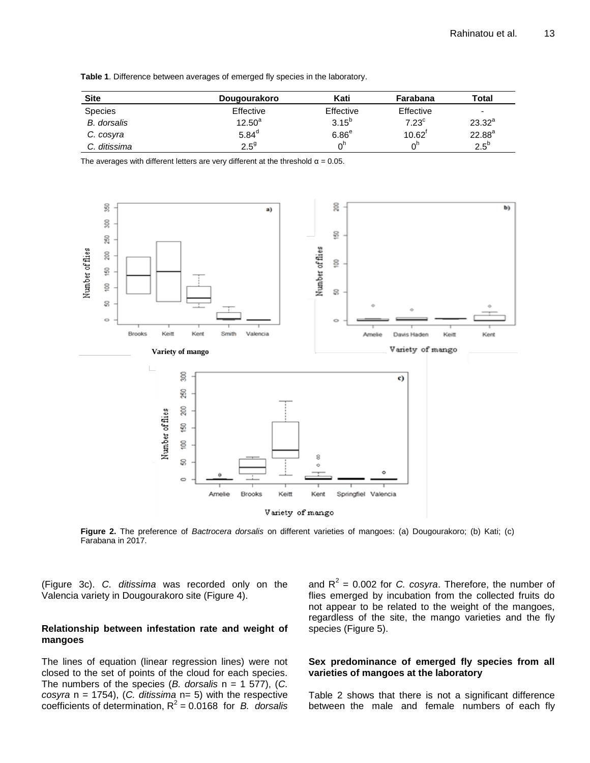**Table 1**. Difference between averages of emerged fly species in the laboratory.

| Site | Dougourakoro | Kati | Farabana | Total |
|---|---|---|---|---|
| Species | Effective | Effective | Effective | - |
| *B. dorsalis* | $12.50^{a}$ | $3.15^{b}$ | $7.23^{c}$ | $23.32^{a}$ |
| *C. cosyra* | $5.84^{d}$ | $6.86^{e}$ | $10.62^{f}$ | $22.88^{a}$ |
| *C. ditissima* | $2.5^{g}$ | $0^{h}$ | $0^{h}$ | $2.5^{b}$ |

The averages with different letters are very different at the threshold α = 0.05.

**Figure 2.** The preference of *Bactrocera dorsalis* on different varieties of mangoes: (a) Dougourakoro; (b) Kati; (c) Farabana in 2017.

(Figure 3c). *C. ditissima* was recorded only on the Valencia variety in Dougourakoro site (Figure 4).

### Relationship between infestation rate and weight of mangoes

The lines of equation (linear regression lines) were not closed to the set of points of the cloud for each species. The numbers of the species (*B. dorsalis* n = 1 577), (*C. cosyra* n = 1754), (*C. ditissima* n= 5) with the respective coefficients of determination, $R^2$ = 0.0168 for *B. dorsalis* and $R^2$ = 0.002 for *C. cosyra*. Therefore, the number of flies emerged by incubation from the collected fruits do not appear to be related to the weight of the mangoes, regardless of the site, the mango varieties and the fly species (Figure 5).

### Sex predominance of emerged fly species from all varieties of mangoes at the laboratory

Table 2 shows that there is not a significant difference between the male and female numbers of each fly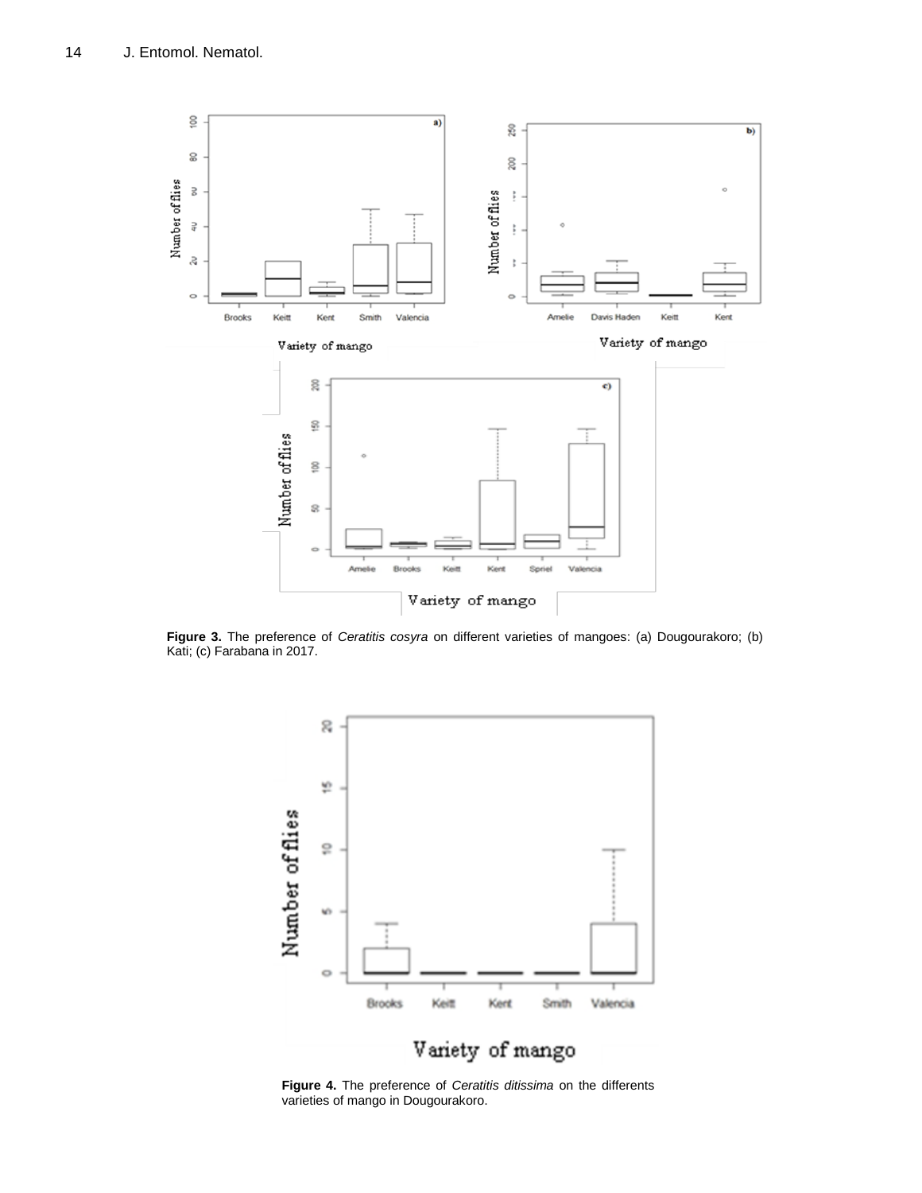**Figure 3.** The preference of *Ceratitis cosyra* on different varieties of mangoes: (a) Dougourakoro; (b) Kati; (c) Farabana in 2017.

**Figure 4.** The preference of *Ceratitis ditissima* on the differents varieties of mango in Dougourakoro.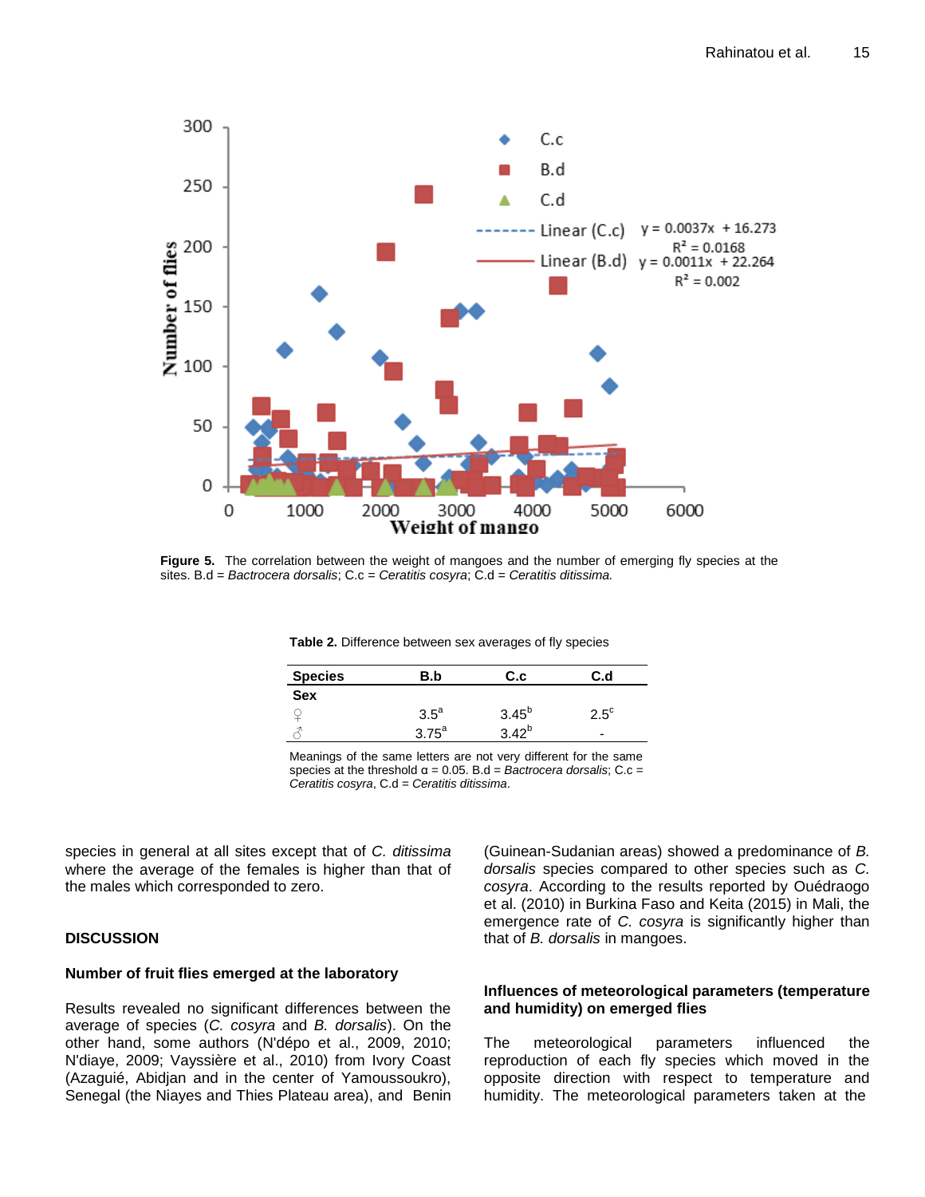Figure 5. The correlation between the weight of mangoes and the number of emerging fly species at the sites. B.d = *Bactrocera dorsalis*; C.c = *Ceratitis cosyra*; C.d = *Ceratitis ditissima.*

**Table 2.** Difference between sex averages of fly species

| Species | B.b | C.c | C.d |
|---|---|---|---|
| **Sex** | | | |
| ♀ | $3.5^{a}$ | $3.45^{b}$ | $2.5^{c}$ |
| ♂ | $3.75^{a}$ | $3.42^{b}$ | - |

Meanings of the same letters are not very different for the same species at the threshold α = 0.05. B.d = *Bactrocera dorsalis*; C.c = *Ceratitis cosyra*, C.d = *Ceratitis ditissima*.

species in general at all sites except that of *C. ditissima* where the average of the females is higher than that of the males which corresponded to zero.

## DISCUSSION

### Number of fruit flies emerged at the laboratory

Results revealed no significant differences between the average of species (*C. cosyra* and *B. dorsalis*). On the other hand, some authors (N'dépo et al., 2009, 2010; N'diaye, 2009; Vayssière et al., 2010) from Ivory Coast (Azaguié, Abidjan and in the center of Yamoussoukro), Senegal (the Niayes and Thies Plateau area), and Benin (Guinean-Sudanian areas) showed a predominance of *B. dorsalis* species compared to other species such as *C. cosyra*. According to the results reported by Ouédraogo et al. (2010) in Burkina Faso and Keita (2015) in Mali, the emergence rate of *C. cosyra* is significantly higher than that of *B. dorsalis* in mangoes.

### Influences of meteorological parameters (temperature and humidity) on emerged flies

The meteorological parameters influenced the reproduction of each fly species which moved in the opposite direction with respect to temperature and humidity. The meteorological parameters taken at the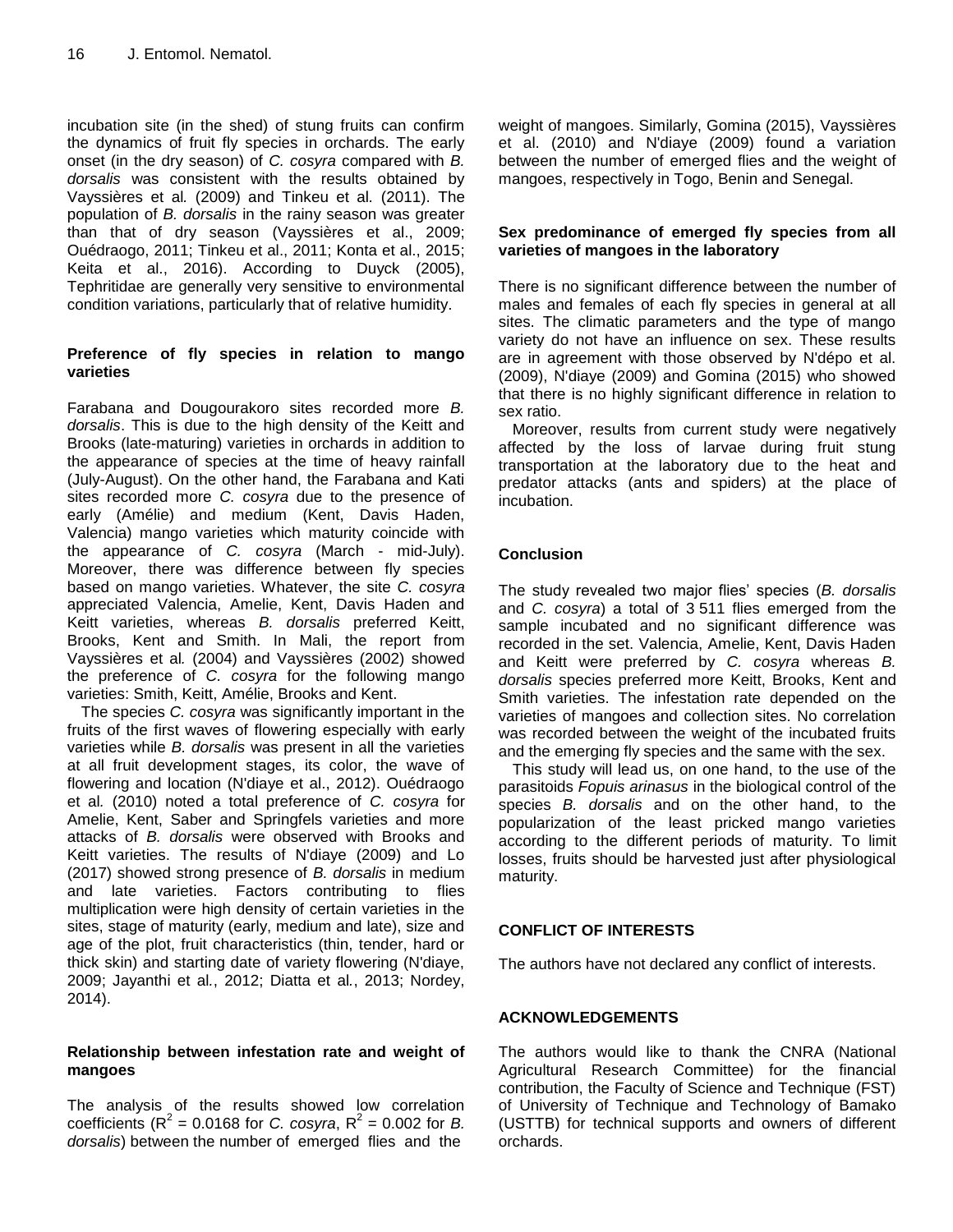incubation site (in the shed) of stung fruits can confirm the dynamics of fruit fly species in orchards. The early onset (in the dry season) of *C. cosyra* compared with *B. dorsalis* was consistent with the results obtained by Vayssières et al*.* (2009) and Tinkeu et al. (2011). The population of *B. dorsalis* in the rainy season was greater than that of dry season (Vayssières et al., 2009; Ouédraogo, 2011; Tinkeu et al., 2011; Konta et al., 2015; Keita et al., 2016). According to Duyck (2005), Tephritidae are generally very sensitive to environmental condition variations, particularly that of relative humidity.

### Preference of fly species in relation to mango varieties

Farabana and Dougourakoro sites recorded more *B. dorsalis*. This is due to the high density of the Keitt and Brooks (late-maturing) varieties in orchards in addition to the appearance of species at the time of heavy rainfall (July-August). On the other hand, the Farabana and Kati sites recorded more *C. cosyra* due to the presence of early (Amélie) and medium (Kent, Davis Haden, Valencia) mango varieties which maturity coincide with the appearance of *C. cosyra* (March - mid-July). Moreover, there was difference between fly species based on mango varieties. Whatever, the site *C. cosyra* appreciated Valencia, Amelie, Kent, Davis Haden and Keitt varieties, whereas *B. dorsalis* preferred Keitt, Brooks, Kent and Smith. In Mali, the report from Vayssières et al*.* (2004) and Vayssières (2002) showed the preference of *C. cosyra* for the following mango varieties: Smith, Keitt, Amélie, Brooks and Kent.

The species *C. cosyra* was significantly important in the fruits of the first waves of flowering especially with early varieties while *B. dorsalis* was present in all the varieties at all fruit development stages, its color, the wave of flowering and location (N'diaye et al., 2012). Ouédraogo et al*.* (2010) noted a total preference of *C. cosyra* for Amelie, Kent, Saber and Springfels varieties and more attacks of *B. dorsalis* were observed with Brooks and Keitt varieties. The results of N'diaye (2009) and Lo (2017) showed strong presence of *B. dorsalis* in medium and late varieties. Factors contributing to flies multiplication were high density of certain varieties in the sites, stage of maturity (early, medium and late), size and age of the plot, fruit characteristics (thin, tender, hard or thick skin) and starting date of variety flowering (N'diaye, 2009; Jayanthi et al*.*, 2012; Diatta et al*.*, 2013; Nordey, 2014).

### Relationship between infestation rate and weight of mangoes

The analysis of the results showed low correlation coefficients ($R^2$ = 0.0168 for *C. cosyra*, $R^2$ = 0.002 for *B. dorsalis*) between the number of emerged flies and the weight of mangoes. Similarly, Gomina (2015), Vayssières et al. (2010) and N'diaye (2009) found a variation between the number of emerged flies and the weight of mangoes, respectively in Togo, Benin and Senegal.

### Sex predominance of emerged fly species from all varieties of mangoes in the laboratory

There is no significant difference between the number of males and females of each fly species in general at all sites. The climatic parameters and the type of mango variety do not have an influence on sex. These results are in agreement with those observed by N'dépo et al. (2009), N'diaye (2009) and Gomina (2015) who showed that there is no highly significant difference in relation to sex ratio.

Moreover, results from current study were negatively affected by the loss of larvae during fruit stung transportation at the laboratory due to the heat and predator attacks (ants and spiders) at the place of incubation.

## Conclusion

The study revealed two major flies' species (*B. dorsalis* and *C. cosyra*) a total of 3 511 flies emerged from the sample incubated and no significant difference was recorded in the set. Valencia, Amelie, Kent, Davis Haden and Keitt were preferred by *C. cosyra* whereas *B. dorsalis* species preferred more Keitt, Brooks, Kent and Smith varieties. The infestation rate depended on the varieties of mangoes and collection sites. No correlation was recorded between the weight of the incubated fruits and the emerging fly species and the same with the sex.

This study will lead us, on one hand, to the use of the parasitoids *Fopuis arinasus* in the biological control of the species *B. dorsalis* and on the other hand, to the popularization of the least pricked mango varieties according to the different periods of maturity. To limit losses, fruits should be harvested just after physiological maturity.

## CONFLICT OF INTERESTS

The authors have not declared any conflict of interests.

## ACKNOWLEDGEMENTS

The authors would like to thank the CNRA (National Agricultural Research Committee) for the financial contribution, the Faculty of Science and Technique (FST) of University of Technique and Technology of Bamako (USTTB) for technical supports and owners of different orchards.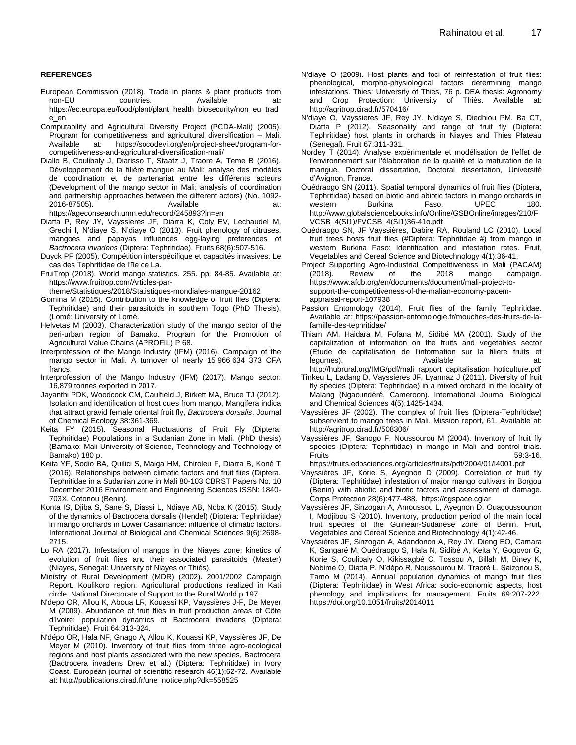**REFERENCES**

European Commission (2018). Trade in plants & plant products from non-EU countries. Available at**:** https://ec.europa.eu/food/plant/plant_health_biosecurity/non_eu_trade_en

Computability and Agricultural Diversity Project (PCDA-Mali) (2005). Program for competitiveness and agricultural diversification – Mali. Available at: https://socodevi.org/en/project-sheet/program-for-competitiveness-and-agricultural-diversification-mali/

Diallo B, Coulibaly J, Diarisso T, Staatz J, Traore A, Teme B (2016). Développement de la filière mangue au Mali: analyse des modèles de coordination et de partenariat entre les différents acteurs (Development of the mango sector in Mali: analysis of coordination and partnership approaches between the different actors) (No. 1092-2016-87505). Available at: https://ageconsearch.umn.edu/record/245893?ln=en

Diatta P, Rey JY, Vayssieres JF, Diarra K, Coly EV, Lechaudel M, Grechi I, N'diaye S, N'diaye O (2013). Fruit phenology of citruses, mangoes and papayas influences egg-laying preferences of *Bactrocera invadens* (Diptera: Tephritidae). Fruits 68(6):507-516.

Duyck PF (2005). Compétition interspécifique et capacités invasives. Le cas des Tephritidae de l'île de La.

FruiTrop (2018). World mango statistics. 255. pp. 84-85. Available at: https://www.fruitrop.com/Articles-par-theme/Statistiques/2018/Statistiques-mondiales-mangue-20162

Gomina M (2015). Contribution to the knowledge of fruit flies (Diptera: Tephritidae) and their parasitoids in southern Togo (PhD Thesis). (Lomé: University of Lomé.

Helvetas M (2003). Characterization study of the mango sector of the peri-urban region of Bamako. Program for the Promotion of Agricultural Value Chains (APROFIL) P 68.

Interprofession of the Mango Industry (IFM) (2016). Campaign of the mango sector in Mali. A turnover of nearly 15 966 634 373 CFA francs.

Interprofession of the Mango Industry (IFM) (2017). Mango sector: 16,879 tonnes exported in 2017.

Jayanthi PDK, Woodcock CM, Caulfield J, Birkett MA, Bruce TJ (2012). Isolation and identification of host cues from mango, Mangifera indica that attract gravid female oriental fruit fly, *Bactrocera dorsalis*. Journal of Chemical Ecology 38:361-369.

Keita FY (2015). Seasonal Fluctuations of Fruit Fly (Diptera: Tephritidae) Populations in a Sudanian Zone in Mali. (PhD thesis) (Bamako: Mali University of Science, Technology and Technology of Bamako) 180 p.

Keita YF, Sodio BA, Quilici S, Maiga HM, Chiroleu F, Diarra B, Koné T (2016). Relationships between climatic factors and fruit flies (Diptera, Tephritidae in a Sudanian zone in Mali 80-103 CBRST Papers No. 10 December 2016 Environment and Engineering Sciences ISSN: 1840-703X, Cotonou (Benin).

Konta IS, Djiba S, Sane S, Diassi L, Ndiaye AB, Noba K (2015). Study of the dynamics of Bactrocera dorsalis (Hendel) (Diptera: Tephritidae) in mango orchards in Lower Casamance: influence of climatic factors. International Journal of Biological and Chemical Sciences 9(6):2698-2715.

Lo RA (2017). Infestation of mangos in the Niayes zone: kinetics of evolution of fruit flies and their associated parasitoids (Master) (Niayes, Senegal: University of Niayes or Thiés).

Ministry of Rural Development (MDR) (2002). 2001/2002 Campaign Report. Koulikoro region: Agricultural productions realized in Kati circle. National Directorate of Support to the Rural World p 197.

N'depo OR, Allou K, Aboua LR, Kouassi KP, Vayssières J-F, De Meyer M (2009). Abundance of fruit flies in fruit production areas of Côte d'Ivoire: population dynamics of Bactrocera invadens (Diptera: Tephritidae). Fruit 64:313-324.

N'dépo OR, Hala NF, Gnago A, Allou K, Kouassi KP, Vayssières JF, De Meyer M (2010). Inventory of fruit flies from three agro-ecological regions and host plants associated with the new species, Bactrocera (Bactrocera invadens Drew et al.) (Diptera: Tephritidae) in Ivory Coast. European journal of scientific research 46(1):62-72. Available at: http://publications.cirad.fr/une_notice.php?dk=558525

N'diaye O (2009). Host plants and foci of reinfestation of fruit flies: phenological, morpho-physiological factors determining mango infestations. Thies: University of Thies, 76 p. DEA thesis: Agronomy and Crop Protection: University of Thiès. Available at: http://agritrop.cirad.fr/570416/

N'diaye O, Vayssieres JF, Rey JY, N'diaye S, Diedhiou PM, Ba CT, Diatta P (2012). Seasonality and range of fruit fly (Diptera: Tephritidae) host plants in orchards in Niayes and Thies Plateau (Senegal). Fruit 67:311-331.

Nordey T (2014). Analyse expérimentale et modélisation de l'effet de l'environnement sur l'élaboration de la qualité et la maturation de la mangue. Doctoral dissertation, Doctoral dissertation, Université d'Avignon, France.

Ouédraogo SN (2011). Spatial temporal dynamics of fruit flies (Diptera, Tephritidae) based on biotic and abiotic factors in mango orchards in western Burkina Faso. UPEC 180. http://www.globalsciencebooks.info/Online/GSBOnline/images/210/FVCSB_4(SI1)/FVCSB_4(SI1)36-41o.pdf

Ouédraogo SN, JF Vayssières, Dabire RA, Rouland LC (2010). Local fruit trees hosts fruit flies (#Diptera: Tephritidae #) from mango in western Burkina Faso: Identification and infestation rates. Fruit, Vegetables and Cereal Science and Biotechnology 4(1):36-41.

Project Supporting Agro-Industrial Competitiveness in Mali (PACAM) (2018). Review of the 2018 mango campaign. https://www.afdb.org/en/documents/document/mali-project-to-support-the-competitiveness-of-the-malian-economy-pacem-appraisal-report-107938

Passion Entomology (2014). Fruit flies of the family Tephritidae. Available at: https://passion-entomologie.fr/mouches-des-fruits-de-la-famille-des-tephritidae/

Thiam AM, Haidara M, Fofana M, Sidibé MA (2001). Study of the capitalization of information on the fruits and vegetables sector (Etude de capitalisation de l'information sur la filiere fruits et legumes). Available at: http://hubrural.org/IMG/pdf/mali_rapport_capitalisation_hoticulture.pdf

Tinkeu L, Ladang D, Vayssieres JF, Lyannaz J (2011). Diversity of fruit fly species (Diptera: Tephritidae) in a mixed orchard in the locality of Malang (Ngaoundéré, Cameroon). International Journal Biological and Chemical Sciences 4(5):1425-1434.

Vayssières JF (2002). The complex of fruit flies (Diptera-Tephritidae) subservient to mango trees in Mali. Mission report, 61. Available at: http://agritrop.cirad.fr/508306/

Vayssières JF, Sanogo F, Noussourou M (2004). Inventory of fruit fly species (Diptera: Tephritidae) in mango in Mali and control trials. Fruits 59:3-16. https://fruits.edpsciences.org/articles/fruits/pdf/2004/01/I4001.pdf

Vayssières JF, Korie S, Ayegnon D (2009). Correlation of fruit fly (Diptera: Tephritidae) infestation of major mango cultivars in Borgou (Benin) with abiotic and biotic factors and assessment of damage. Corps Protection 28(6):477-488. https://cgspace.cgiar

Vayssières JF, Sinzogan A, Amoussou L, Ayegnon D, Ouagoussounon I, Modjibou S (2010). Inventory, production period of the main local fruit species of the Guinean-Sudanese zone of Benin. Fruit, Vegetables and Cereal Science and Biotechnology 4(1):42-46.

Vayssières JF, Sinzogan A, Adandonon A, Rey JY, Dieng EO, Camara K, Sangaré M, Ouédraogo S, Hala N, Sidibé A, Keita Y, Gogovor G, Korie S, Coulibaly O, Kikissagbé C, Tossou A, Billah M, Biney K, Nobime O, Diatta P, N'dépo R, Noussourou M, Traoré L, Saizonou S, Tamo M (2014). Annual population dynamics of mango fruit flies (Diptera: Tephritidae) in West Africa: socio-economic aspects, host phenology and implications for management. Fruits 69:207-222. https://doi.org/10.1051/fruits/2014011